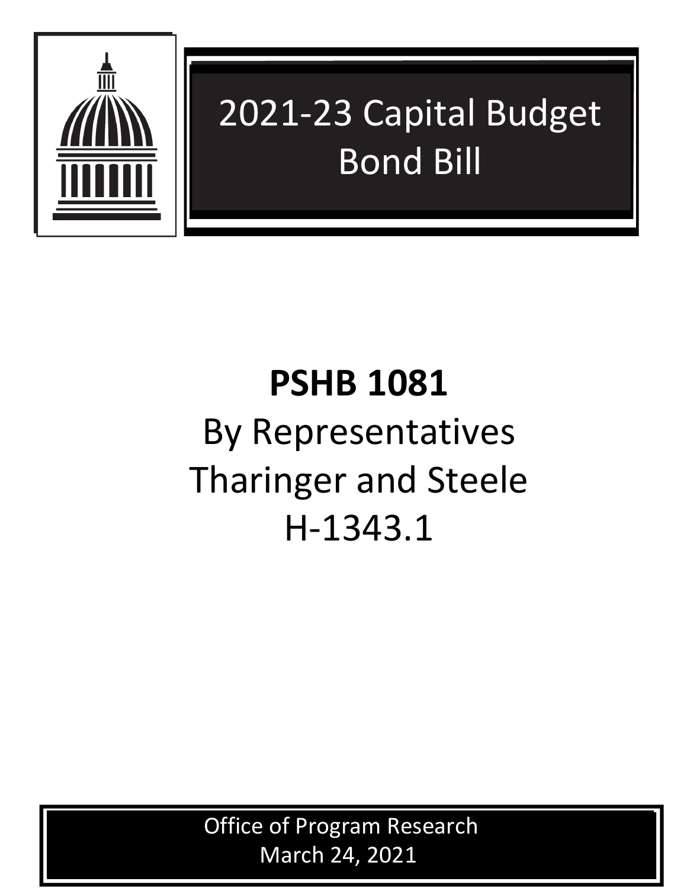# 2021-23 Capital Budget Bond Bill

## PSHB 1081

By Representatives Tharinger and Steele

H-1343.1

Office of Program Research

March 24, 2021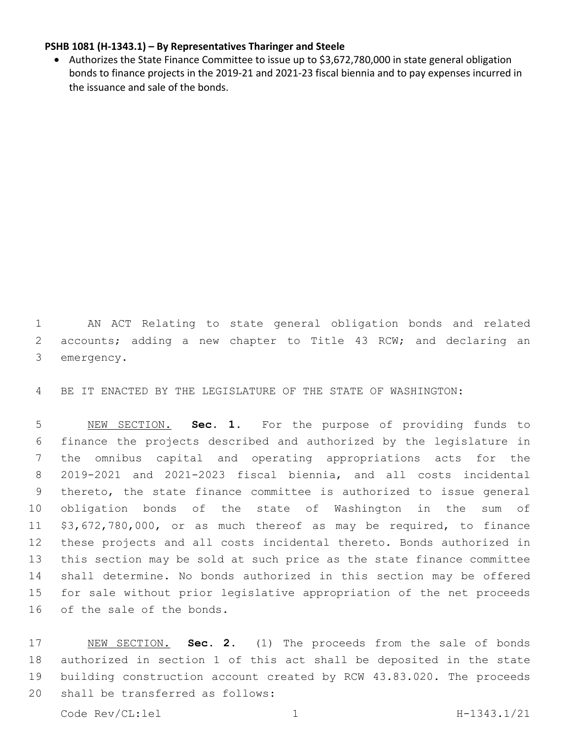**PSHB 1081 (H-1343.1) – By Representatives Tharinger and Steele**

- Authorizes the State Finance Committee to issue up to $3,672,780,000 in state general obligation bonds to finance projects in the 2019-21 and 2021-23 fiscal biennia and to pay expenses incurred in the issuance and sale of the bonds.

AN ACT Relating to state general obligation bonds and related accounts; adding a new chapter to Title 43 RCW; and declaring an emergency.

BE IT ENACTED BY THE LEGISLATURE OF THE STATE OF WASHINGTON:

NEW SECTION. **Sec. 1.** For the purpose of providing funds to finance the projects described and authorized by the legislature in the omnibus capital and operating appropriations acts for the 2019-2021 and 2021-2023 fiscal biennia, and all costs incidental thereto, the state finance committee is authorized to issue general obligation bonds of the state of Washington in the sum of $3,672,780,000, or as much thereof as may be required, to finance these projects and all costs incidental thereto. Bonds authorized in this section may be sold at such price as the state finance committee shall determine. No bonds authorized in this section may be offered for sale without prior legislative appropriation of the net proceeds of the sale of the bonds.

NEW SECTION. **Sec. 2.** (1) The proceeds from the sale of bonds authorized in section 1 of this act shall be deposited in the state building construction account created by RCW 43.83.020. The proceeds shall be transferred as follows: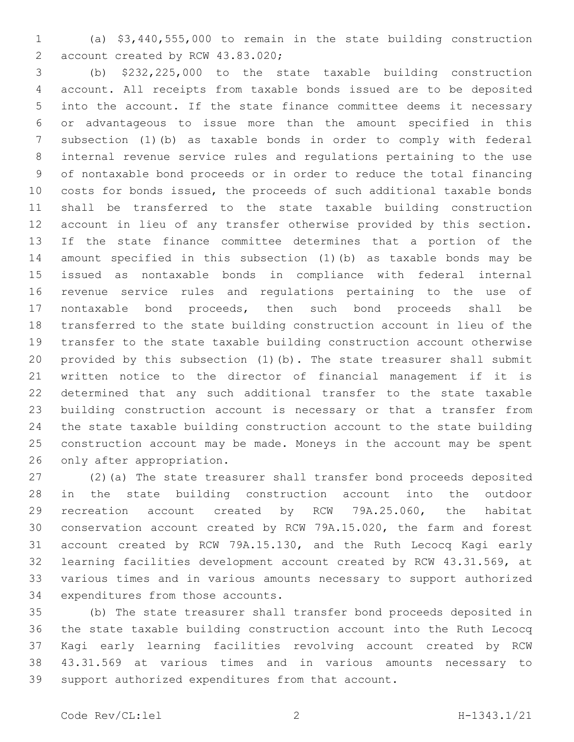(a) $3,440,555,000 to remain in the state building construction account created by RCW 43.83.020;

(b) $232,225,000 to the state taxable building construction account. All receipts from taxable bonds issued are to be deposited into the account. If the state finance committee deems it necessary or advantageous to issue more than the amount specified in this subsection (1)(b) as taxable bonds in order to comply with federal internal revenue service rules and regulations pertaining to the use of nontaxable bond proceeds or in order to reduce the total financing costs for bonds issued, the proceeds of such additional taxable bonds shall be transferred to the state taxable building construction account in lieu of any transfer otherwise provided by this section. If the state finance committee determines that a portion of the amount specified in this subsection (1)(b) as taxable bonds may be issued as nontaxable bonds in compliance with federal internal revenue service rules and regulations pertaining to the use of nontaxable bond proceeds, then such bond proceeds shall be transferred to the state building construction account in lieu of the transfer to the state taxable building construction account otherwise provided by this subsection (1)(b). The state treasurer shall submit written notice to the director of financial management if it is determined that any such additional transfer to the state taxable building construction account is necessary or that a transfer from the state taxable building construction account to the state building construction account may be made. Moneys in the account may be spent only after appropriation.

(2)(a) The state treasurer shall transfer bond proceeds deposited in the state building construction account into the outdoor recreation account created by RCW 79A.25.060, the habitat conservation account created by RCW 79A.15.020, the farm and forest account created by RCW 79A.15.130, and the Ruth Lecocq Kagi early learning facilities development account created by RCW 43.31.569, at various times and in various amounts necessary to support authorized expenditures from those accounts.

(b) The state treasurer shall transfer bond proceeds deposited in the state taxable building construction account into the Ruth Lecocq Kagi early learning facilities revolving account created by RCW 43.31.569 at various times and in various amounts necessary to support authorized expenditures from that account.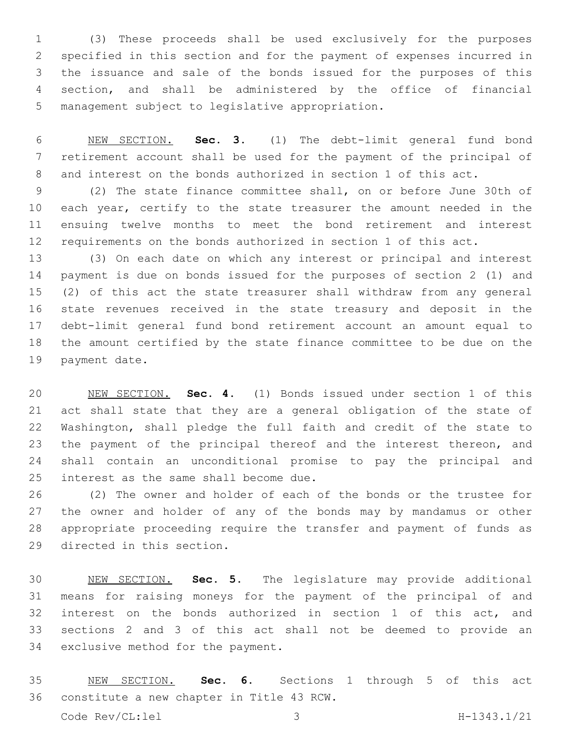(3) These proceeds shall be used exclusively for the purposes specified in this section and for the payment of expenses incurred in the issuance and sale of the bonds issued for the purposes of this section, and shall be administered by the office of financial management subject to legislative appropriation.

NEW SECTION. **Sec. 3.** (1) The debt-limit general fund bond retirement account shall be used for the payment of the principal of and interest on the bonds authorized in section 1 of this act.

(2) The state finance committee shall, on or before June 30th of each year, certify to the state treasurer the amount needed in the ensuing twelve months to meet the bond retirement and interest requirements on the bonds authorized in section 1 of this act.

(3) On each date on which any interest or principal and interest payment is due on bonds issued for the purposes of section 2 (1) and (2) of this act the state treasurer shall withdraw from any general state revenues received in the state treasury and deposit in the debt-limit general fund bond retirement account an amount equal to the amount certified by the state finance committee to be due on the payment date.

NEW SECTION. **Sec. 4.** (1) Bonds issued under section 1 of this act shall state that they are a general obligation of the state of Washington, shall pledge the full faith and credit of the state to the payment of the principal thereof and the interest thereon, and shall contain an unconditional promise to pay the principal and interest as the same shall become due.

(2) The owner and holder of each of the bonds or the trustee for the owner and holder of any of the bonds may by mandamus or other appropriate proceeding require the transfer and payment of funds as directed in this section.

NEW SECTION. **Sec. 5.** The legislature may provide additional means for raising moneys for the payment of the principal of and interest on the bonds authorized in section 1 of this act, and sections 2 and 3 of this act shall not be deemed to provide an exclusive method for the payment.

NEW SECTION. **Sec. 6.** Sections 1 through 5 of this act constitute a new chapter in Title 43 RCW.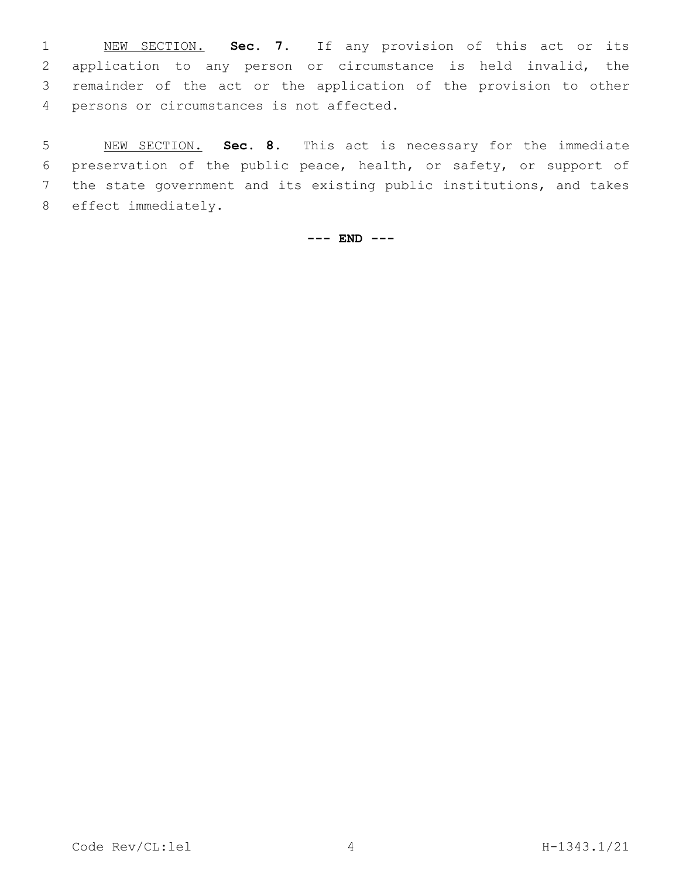NEW SECTION. **Sec. 7.** If any provision of this act or its application to any person or circumstance is held invalid, the remainder of the act or the application of the provision to other persons or circumstances is not affected.

NEW SECTION. **Sec. 8.** This act is necessary for the immediate preservation of the public peace, health, or safety, or support of the state government and its existing public institutions, and takes effect immediately.

**--- END ---**